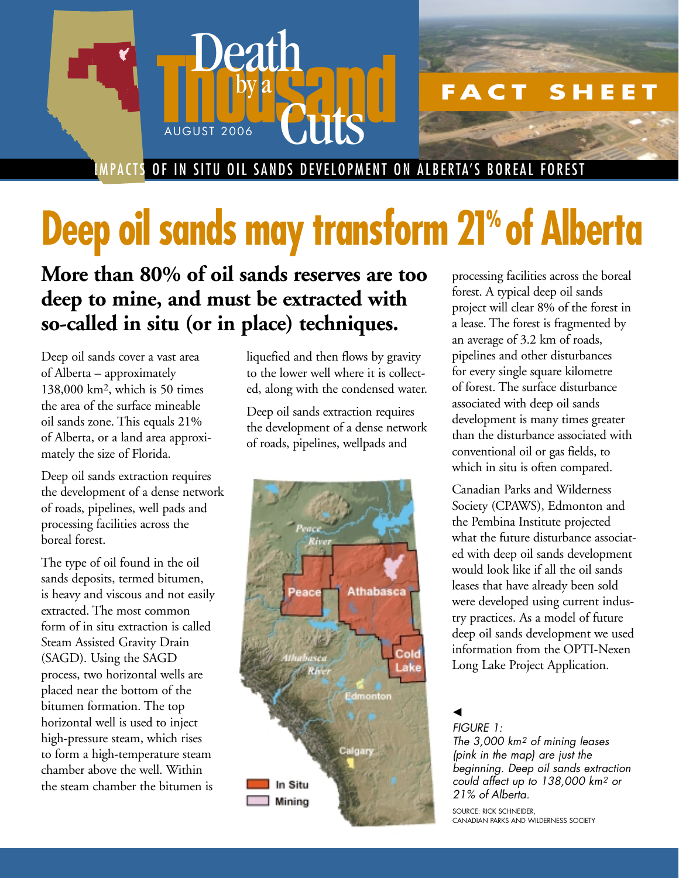# Death by a Thousand Cuts

AUGUST 2006

FACT SHEET

IMPACTS OF IN SITU OIL SANDS DEVELOPMENT ON ALBERTA'S BOREAL FOREST

# Deep oil sands may transform 21% of Alberta

## More than 80% of oil sands reserves are too deep to mine, and must be extracted with so-called in situ (or in place) techniques.

Deep oil sands cover a vast area of Alberta – approximately 138,000 km², which is 50 times the area of the surface mineable oil sands zone. This equals 21% of Alberta, or a land area approximately the size of Florida.

Deep oil sands extraction requires the development of a dense network of roads, pipelines, well pads and processing facilities across the boreal forest.

The type of oil found in the oil sands deposits, termed bitumen, is heavy and viscous and not easily extracted. The most common form of in situ extraction is called Steam Assisted Gravity Drain (SAGD). Using the SAGD process, two horizontal wells are placed near the bottom of the bitumen formation. The top horizontal well is used to inject high-pressure steam, which rises to form a high-temperature steam chamber above the well. Within the steam chamber the bitumen is liquefied and then flows by gravity to the lower well where it is collected, along with the condensed water.

Deep oil sands extraction requires the development of a dense network of roads, pipelines, wellpads and processing facilities across the boreal forest. A typical deep oil sands project will clear 8% of the forest in a lease. The forest is fragmented by an average of 3.2 km of roads, pipelines and other disturbances for every single square kilometre of forest. The surface disturbance associated with deep oil sands development is many times greater than the disturbance associated with conventional oil or gas fields, to which in situ is often compared.

Canadian Parks and Wilderness Society (CPAWS), Edmonton and the Pembina Institute projected what the future disturbance associated with deep oil sands development would look like if all the oil sands leases that have already been sold were developed using current industry practices. As a model of future deep oil sands development we used information from the OPTI-Nexen Long Lake Project Application.

*FIGURE 1: The 3,000 km² of mining leases (pink in the map) are just the beginning. Deep oil sands extraction could affect up to 138,000 km² or 21% of Alberta.*

SOURCE: RICK SCHNEIDER, CANADIAN PARKS AND WILDERNESS SOCIETY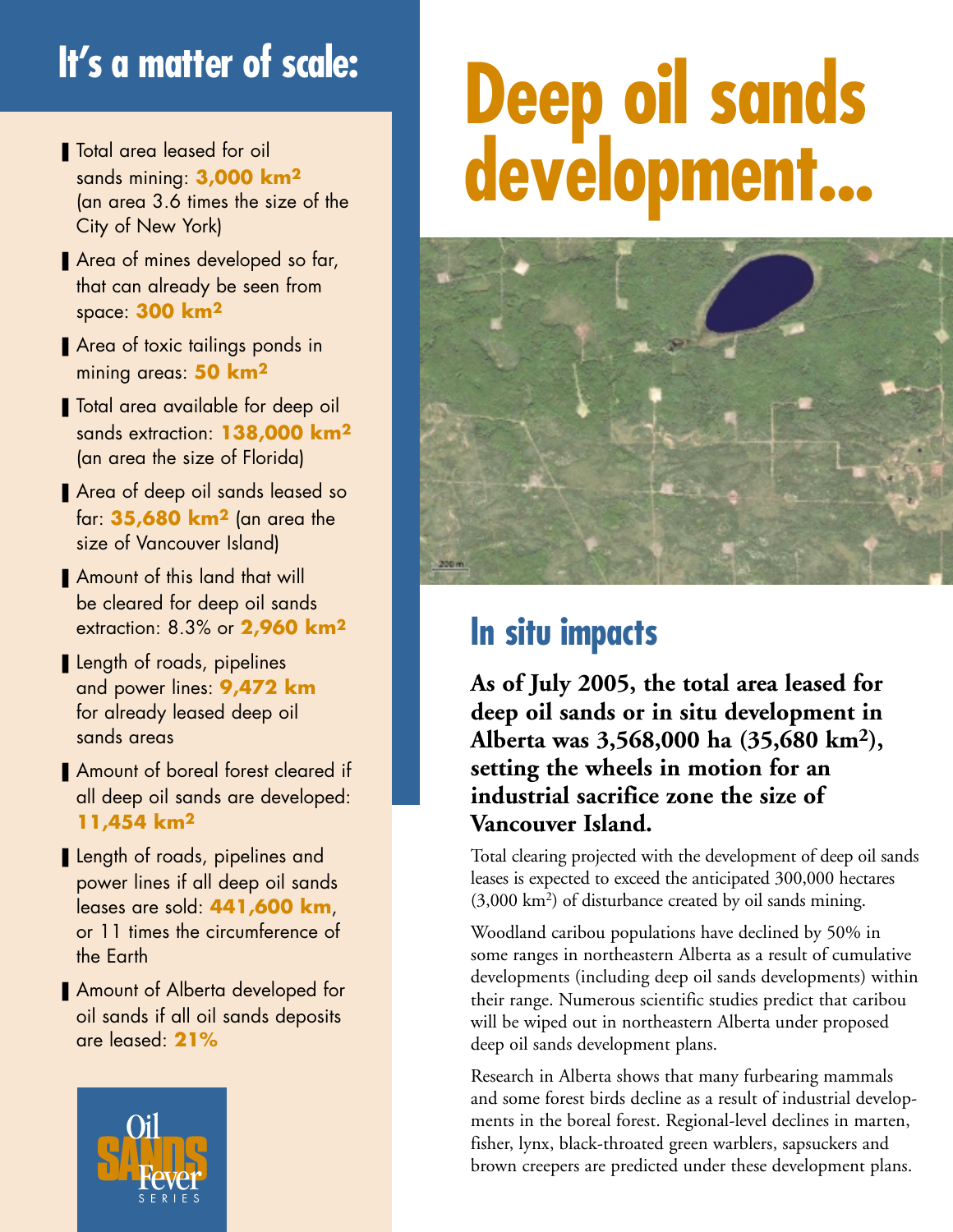# Deep oil sands development...

## It's a matter of scale:

- Total area leased for oil sands mining: **3,000 km²** (an area 3.6 times the size of the City of New York)
- Area of mines developed so far, that can already be seen from space: **300 km²**
- Area of toxic tailings ponds in mining areas: **50 km²**
- Total area available for deep oil sands extraction: **138,000 km²** (an area the size of Florida)
- Area of deep oil sands leased so far: **35,680 km²** (an area the size of Vancouver Island)
- Amount of this land that will be cleared for deep oil sands extraction: 8.3% or **2,960 km²**
- Length of roads, pipelines and power lines: **9,472 km** for already leased deep oil sands areas
- Amount of boreal forest cleared if all deep oil sands are developed: **11,454 km²**
- Length of roads, pipelines and power lines if all deep oil sands leases are sold: **441,600 km**, or 11 times the circumference of the Earth
- Amount of Alberta developed for oil sands if all oil sands deposits are leased: **21%**

Oil Sands Fever Series

## In situ impacts

**As of July 2005, the total area leased for deep oil sands or in situ development in Alberta was 3,568,000 ha (35,680 km²), setting the wheels in motion for an industrial sacrifice zone the size of Vancouver Island.**

Total clearing projected with the development of deep oil sands leases is expected to exceed the anticipated 300,000 hectares (3,000 km²) of disturbance created by oil sands mining.

Woodland caribou populations have declined by 50% in some ranges in northeastern Alberta as a result of cumulative developments (including deep oil sands developments) within their range. Numerous scientific studies predict that caribou will be wiped out in northeastern Alberta under proposed deep oil sands development plans.

Research in Alberta shows that many furbearing mammals and some forest birds decline as a result of industrial developments in the boreal forest. Regional-level declines in marten, fisher, lynx, black-throated green warblers, sapsuckers and brown creepers are predicted under these development plans.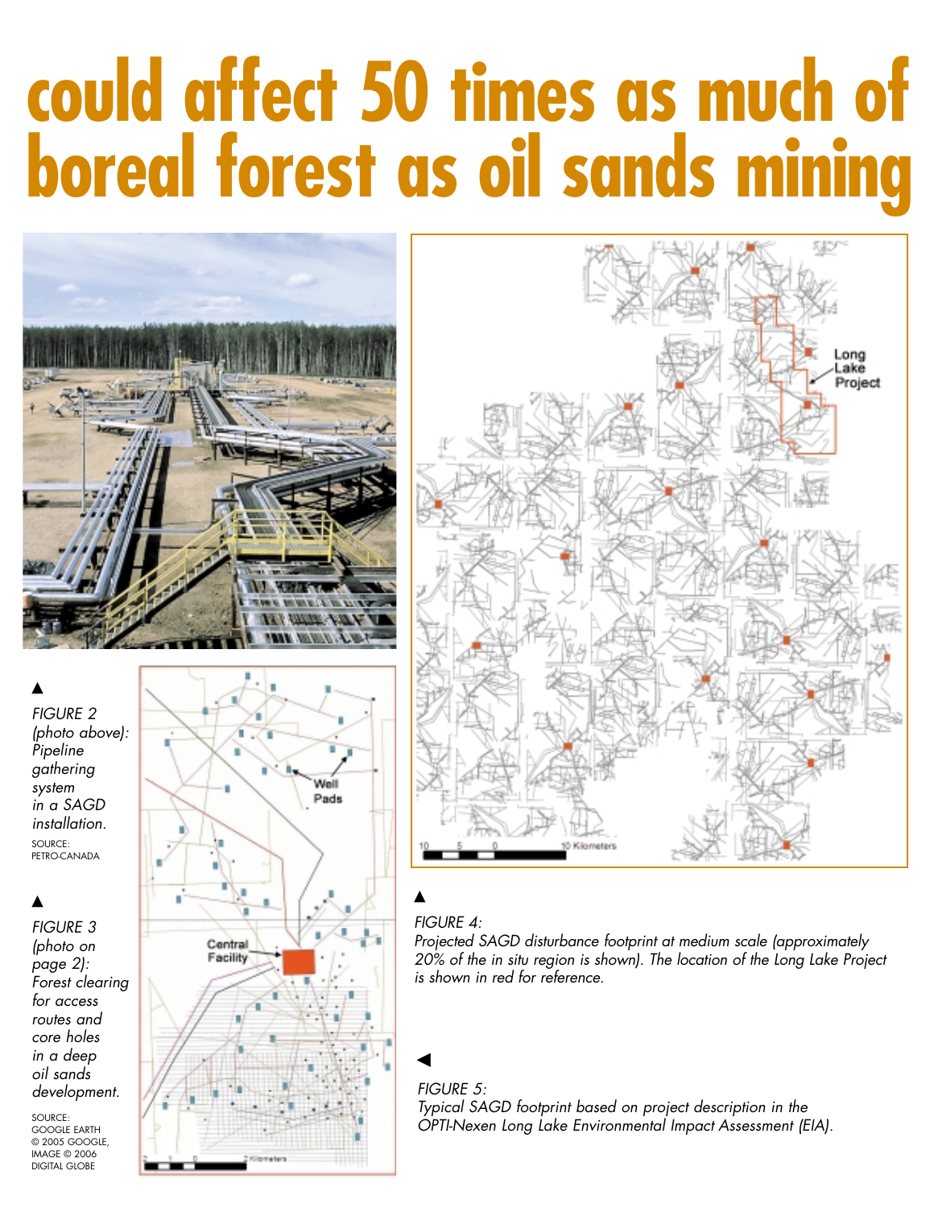# could affect 50 times as much of boreal forest as oil sands mining

▲
*FIGURE 2 (photo above): Pipeline gathering system in a SAGD installation.*

SOURCE: PETRO-CANADA

▲
*FIGURE 3 (photo on page 2): Forest clearing for access routes and core holes in a deep oil sands development.*

SOURCE: GOOGLE EARTH © 2005 GOOGLE, IMAGE © 2006 DIGITAL GLOBE

▲
*FIGURE 4: Projected SAGD disturbance footprint at medium scale (approximately 20% of the in situ region is shown). The location of the Long Lake Project is shown in red for reference.*

◀
*FIGURE 5: Typical SAGD footprint based on project description in the OPTI-Nexen Long Lake Environmental Impact Assessment (EIA).*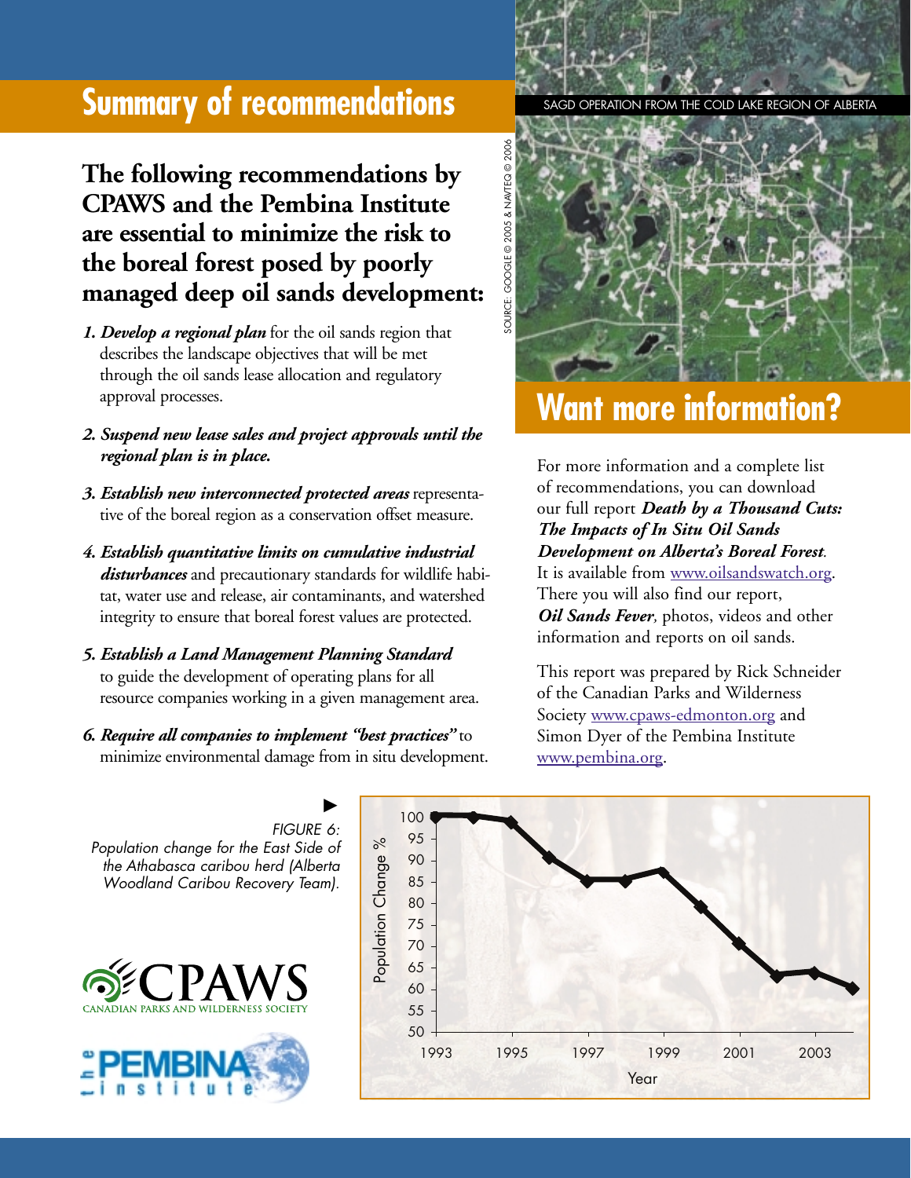# Summary of recommendations

**The following recommendations by CPAWS and the Pembina Institute are essential to minimize the risk to the boreal forest posed by poorly managed deep oil sands development:**

1. ***Develop a regional plan*** for the oil sands region that describes the landscape objectives that will be met through the oil sands lease allocation and regulatory approval processes.
2. ***Suspend new lease sales and project approvals until the regional plan is in place.***
3. ***Establish new interconnected protected areas*** representative of the boreal region as a conservation offset measure.
4. ***Establish quantitative limits on cumulative industrial disturbances*** and precautionary standards for wildlife habitat, water use and release, air contaminants, and watershed integrity to ensure that boreal forest values are protected.
5. ***Establish a Land Management Planning Standard*** to guide the development of operating plans for all resource companies working in a given management area.
6. ***Require all companies to implement "best practices"*** to minimize environmental damage from in situ development.

SAGD OPERATION FROM THE COLD LAKE REGION OF ALBERTA

SOURCE: GOOGLE © 2005 & NAVTEQ © 2006

# Want more information?

For more information and a complete list of recommendations, you can download our full report ***Death by a Thousand Cuts: The Impacts of In Situ Oil Sands Development on Alberta's Boreal Forest***. It is available from www.oilsandswatch.org. There you will also find our report, ***Oil Sands Fever***, photos, videos and other information and reports on oil sands.

This report was prepared by Rick Schneider of the Canadian Parks and Wilderness Society www.cpaws-edmonton.org and Simon Dyer of the Pembina Institute www.pembina.org.

*FIGURE 6: Population change for the East Side of the Athabasca caribou herd (Alberta Woodland Caribou Recovery Team).*

Population Change %
100
95
90
85
80
75
70
65
60
55
50
1993
1995
1997
1999
2001
2003
Year

CPAWS
CANADIAN PARKS AND WILDERNESS SOCIETY

the PEMBINA institute